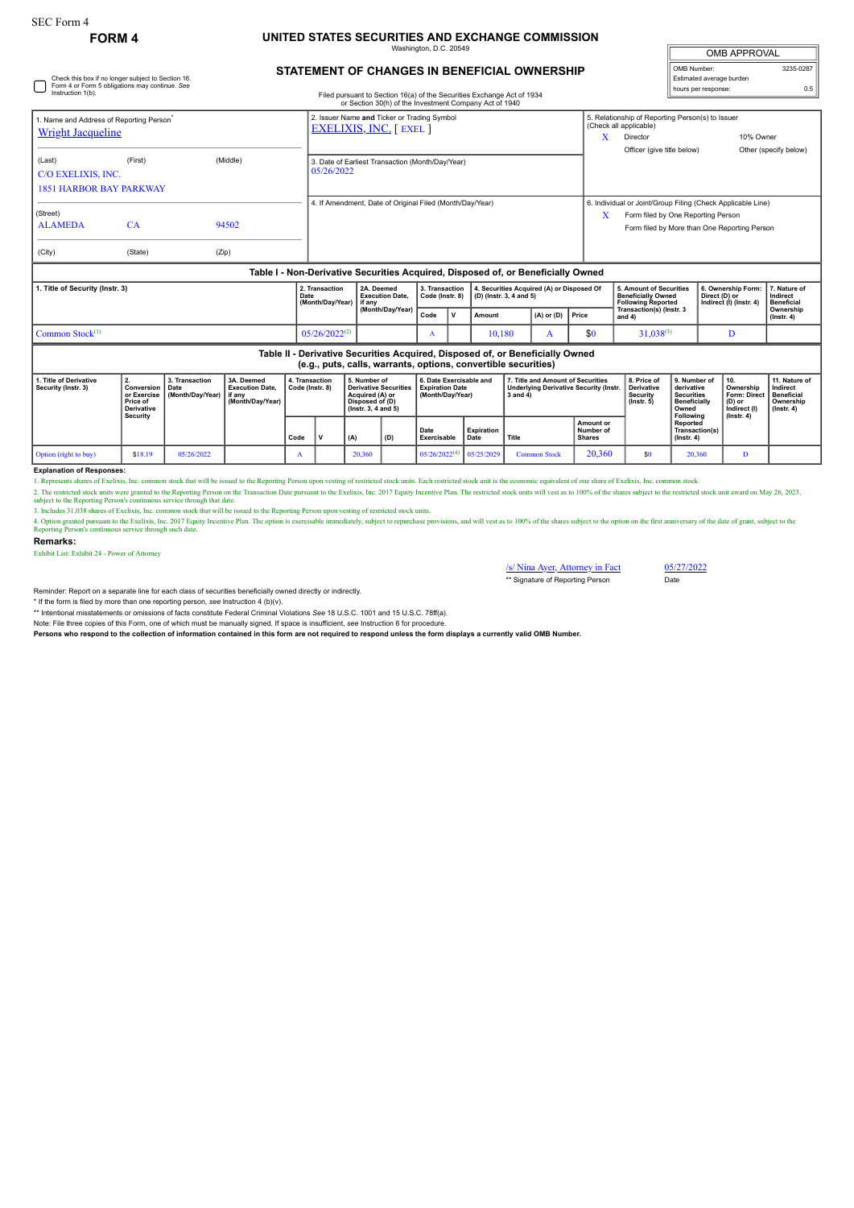SEC Form 4

**FORM 4**

# UNITED STATES SECURITIES AND EXCHANGE COMMISSION

Washington, D.C. 20549

## STATEMENT OF CHANGES IN BENEFICIAL OWNERSHIP

Filed pursuant to Section 16(a) of the Securities Exchange Act of 1934
or Section 30(h) of the Investment Company Act of 1940

| OMB APPROVAL | |
|---|---|
| OMB Number: | 3235-0287 |
| Estimated average burden | |
| hours per response: | 0.5 |

☐ Check this box if no longer subject to Section 16. Form 4 or Form 5 obligations may continue. *See* Instruction 1(b).

| 1. Name and Address of Reporting Person* | 2. Issuer Name and Ticker or Trading Symbol | 5. Relationship of Reporting Person(s) to Issuer (Check all applicable) |
|---|---|---|
| Wright Jacqueline | EXELIXIS, INC. [ EXEL ] | X Director; 10% Owner; Officer (give title below); Other (specify below) |
| (Last) (First) (Middle) C/O EXELIXIS, INC. 1851 HARBOR BAY PARKWAY | 3. Date of Earliest Transaction (Month/Day/Year) 05/26/2022 | |
| (Street) ALAMEDA CA 94502 (City) (State) (Zip) | 4. If Amendment, Date of Original Filed (Month/Day/Year) | 6. Individual or Joint/Group Filing (Check Applicable Line) X Form filed by One Reporting Person; Form filed by More than One Reporting Person |

### Table I - Non-Derivative Securities Acquired, Disposed of, or Beneficially Owned

| 1. Title of Security (Instr. 3) | 2. Transaction Date (Month/Day/Year) | 2A. Deemed Execution Date, if any (Month/Day/Year) | 3. Transaction Code (Instr. 8) Code | V | 4. Securities Acquired (A) or Disposed Of (D) (Instr. 3, 4 and 5) Amount | (A) or (D) | Price | 5. Amount of Securities Beneficially Owned Following Reported Transaction(s) (Instr. 3 and 4) | 6. Ownership Form: Direct (D) or Indirect (I) (Instr. 4) | 7. Nature of Indirect Beneficial Ownership (Instr. 4) |
|---|---|---|---|---|---|---|---|---|---|---|
| Common Stock[1] | 05/26/2022[2] | | A | | 10,180 | A | $0 | 31,038[3] | D | |

### Table II - Derivative Securities Acquired, Disposed of, or Beneficially Owned (e.g., puts, calls, warrants, options, convertible securities)

| 1. Title of Derivative Security (Instr. 3) | 2. Conversion or Exercise Price of Derivative Security | 3. Transaction Date (Month/Day/Year) | 3A. Deemed Execution Date, if any (Month/Day/Year) | 4. Transaction Code (Instr. 8) Code | V | 5. Number of Derivative Securities Acquired (A) or Disposed of (D) (Instr. 3, 4 and 5) (A) | (D) | 6. Date Exercisable and Expiration Date (Month/Day/Year) Date Exercisable | Expiration Date | 7. Title and Amount of Securities Underlying Derivative Security (Instr. 3 and 4) Title | Amount or Number of Shares | 8. Price of Derivative Security (Instr. 5) | 9. Number of derivative Securities Beneficially Owned Following Reported Transaction(s) (Instr. 4) | 10. Ownership Form: Direct (D) or Indirect (I) (Instr. 4) | 11. Nature of Indirect Beneficial Ownership (Instr. 4) |
|---|---|---|---|---|---|---|---|---|---|---|---|---|---|---|---|
| Option (right to buy) | $18.19 | 05/26/2022 | | A | | 20,360 | | 05/26/2022[4] | 05/25/2029 | Common Stock | 20,360 | $0 | 20,360 | D | |

**Explanation of Responses:**

1. Represents shares of Exelixis, Inc. common stock that will be issued to the Reporting Person upon vesting of restricted stock units. Each restricted stock unit is the economic equivalent of one share of Exelixis, Inc. common stock.

2. The restricted stock units were granted to the Reporting Person on the Transaction Date pursuant to the Exelixis, Inc. 2017 Equity Incentive Plan. The restricted stock units will vest as to 100% of the shares subject to the restricted stock unit award on May 26, 2023, subject to the Reporting Person's continuous service through that date.

3. Includes 31,038 shares of Exelixis, Inc. common stock that will be issued to the Reporting Person upon vesting of restricted stock units.

4. Option granted pursuant to the Exelixis, Inc. 2017 Equity Incentive Plan. The option is exercisable immediately, subject to repurchase provisions, and will vest as to 100% of the shares subject to the option on the first anniversary of the date of grant, subject to the Reporting Person's continuous service through such date.

**Remarks:**

Exhibit List: Exhibit 24 - Power of Attorney

/s/ Nina Ayer, Attorney in Fact — 05/27/2022

** Signature of Reporting Person — Date

Reminder: Report on a separate line for each class of securities beneficially owned directly or indirectly.

\* If the form is filed by more than one reporting person, *see* Instruction 4 (b)(v).

\** Intentional misstatements or omissions of facts constitute Federal Criminal Violations *See* 18 U.S.C. 1001 and 15 U.S.C. 78ff(a).

Note: File three copies of this Form, one of which must be manually signed. If space is insufficient, *see* Instruction 6 for procedure.

**Persons who respond to the collection of information contained in this form are not required to respond unless the form displays a currently valid OMB Number.**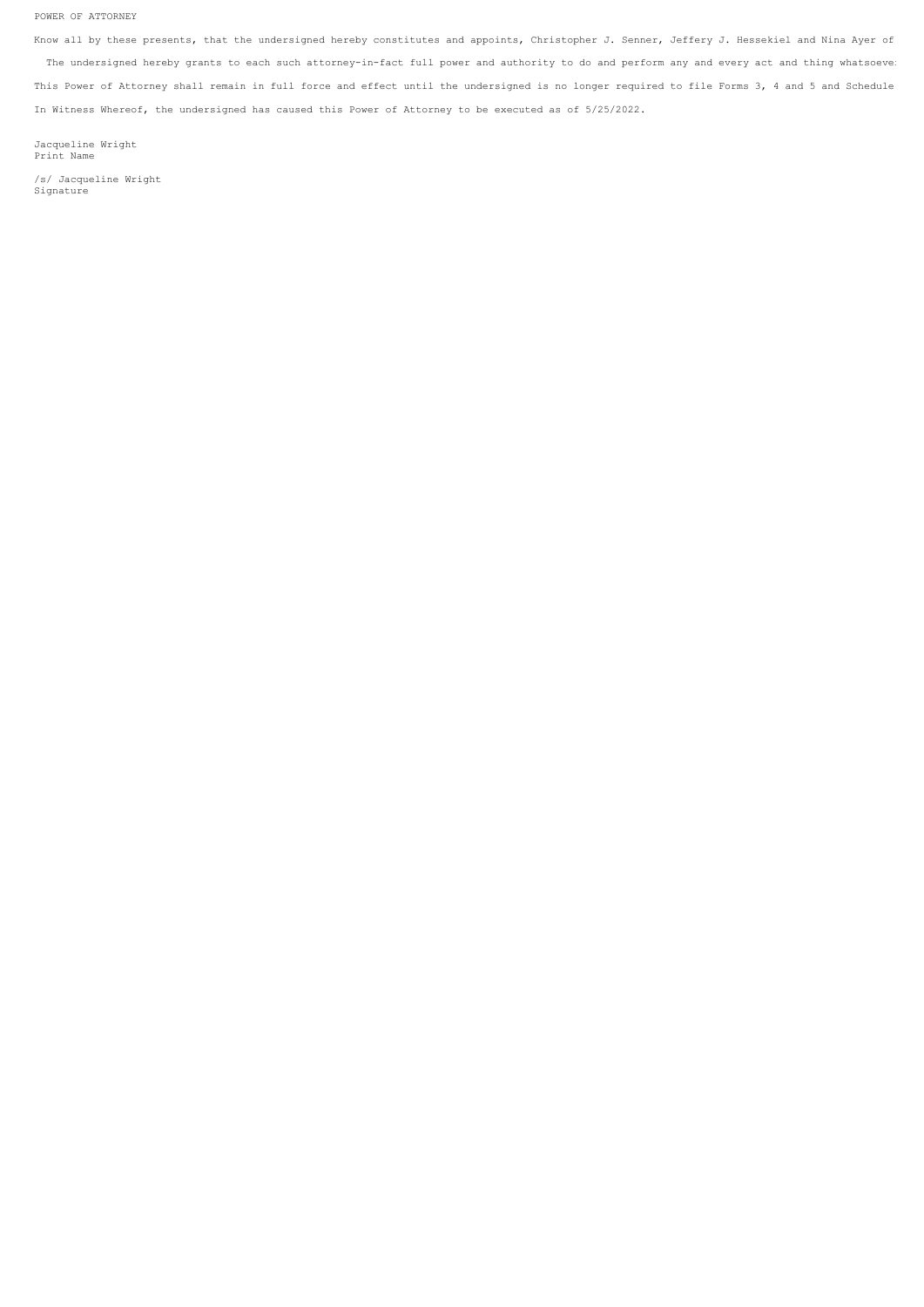POWER OF ATTORNEY

Know all by these presents, that the undersigned hereby constitutes and appoints, Christopher J. Senner, Jeffery J. Hessekiel and Nina Ayer of

The undersigned hereby grants to each such attorney-in-fact full power and authority to do and perform any and every act and thing whatsoeve

This Power of Attorney shall remain in full force and effect until the undersigned is no longer required to file Forms 3, 4 and 5 and Schedule

In Witness Whereof, the undersigned has caused this Power of Attorney to be executed as of 5/25/2022.

Jacqueline Wright
Print Name

/s/ Jacqueline Wright
Signature